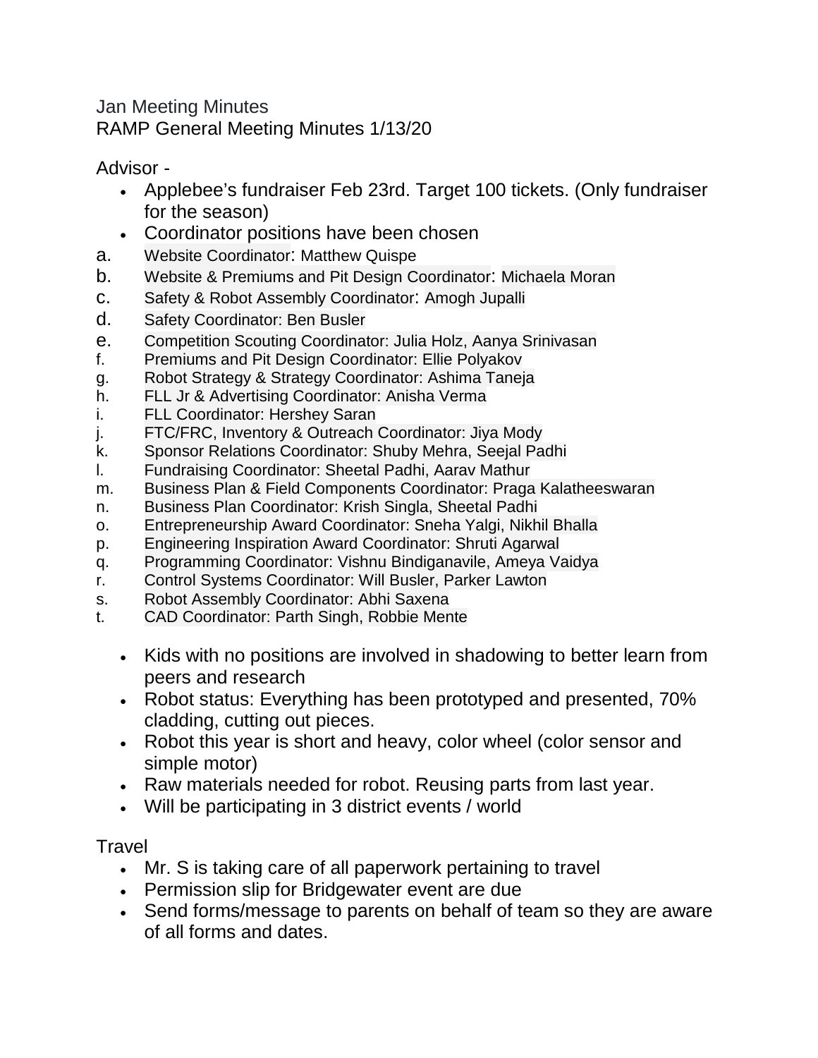Jan Meeting Minutes

RAMP General Meeting Minutes 1/13/20

Advisor -

- Applebee's fundraiser Feb 23rd. Target 100 tickets. (Only fundraiser for the season)
- Coordinator positions have been chosen

a. Website Coordinator: Matthew Quispe
b. Website & Premiums and Pit Design Coordinator: Michaela Moran
c. Safety & Robot Assembly Coordinator: Amogh Jupalli
d. Safety Coordinator: Ben Busler
e. Competition Scouting Coordinator: Julia Holz, Aanya Srinivasan
f. Premiums and Pit Design Coordinator: Ellie Polyakov
g. Robot Strategy & Strategy Coordinator: Ashima Taneja
h. FLL Jr & Advertising Coordinator: Anisha Verma
i. FLL Coordinator: Hershey Saran
j. FTC/FRC, Inventory & Outreach Coordinator: Jiya Mody
k. Sponsor Relations Coordinator: Shuby Mehra, Seejal Padhi
l. Fundraising Coordinator: Sheetal Padhi, Aarav Mathur
m. Business Plan & Field Components Coordinator: Praga Kalatheeswaran
n. Business Plan Coordinator: Krish Singla, Sheetal Padhi
o. Entrepreneurship Award Coordinator: Sneha Yalgi, Nikhil Bhalla
p. Engineering Inspiration Award Coordinator: Shruti Agarwal
q. Programming Coordinator: Vishnu Bindiganavile, Ameya Vaidya
r. Control Systems Coordinator: Will Busler, Parker Lawton
s. Robot Assembly Coordinator: Abhi Saxena
t. CAD Coordinator: Parth Singh, Robbie Mente

- Kids with no positions are involved in shadowing to better learn from peers and research
- Robot status: Everything has been prototyped and presented, 70% cladding, cutting out pieces.
- Robot this year is short and heavy, color wheel (color sensor and simple motor)
- Raw materials needed for robot. Reusing parts from last year.
- Will be participating in 3 district events / world

Travel

- Mr. S is taking care of all paperwork pertaining to travel
- Permission slip for Bridgewater event are due
- Send forms/message to parents on behalf of team so they are aware of all forms and dates.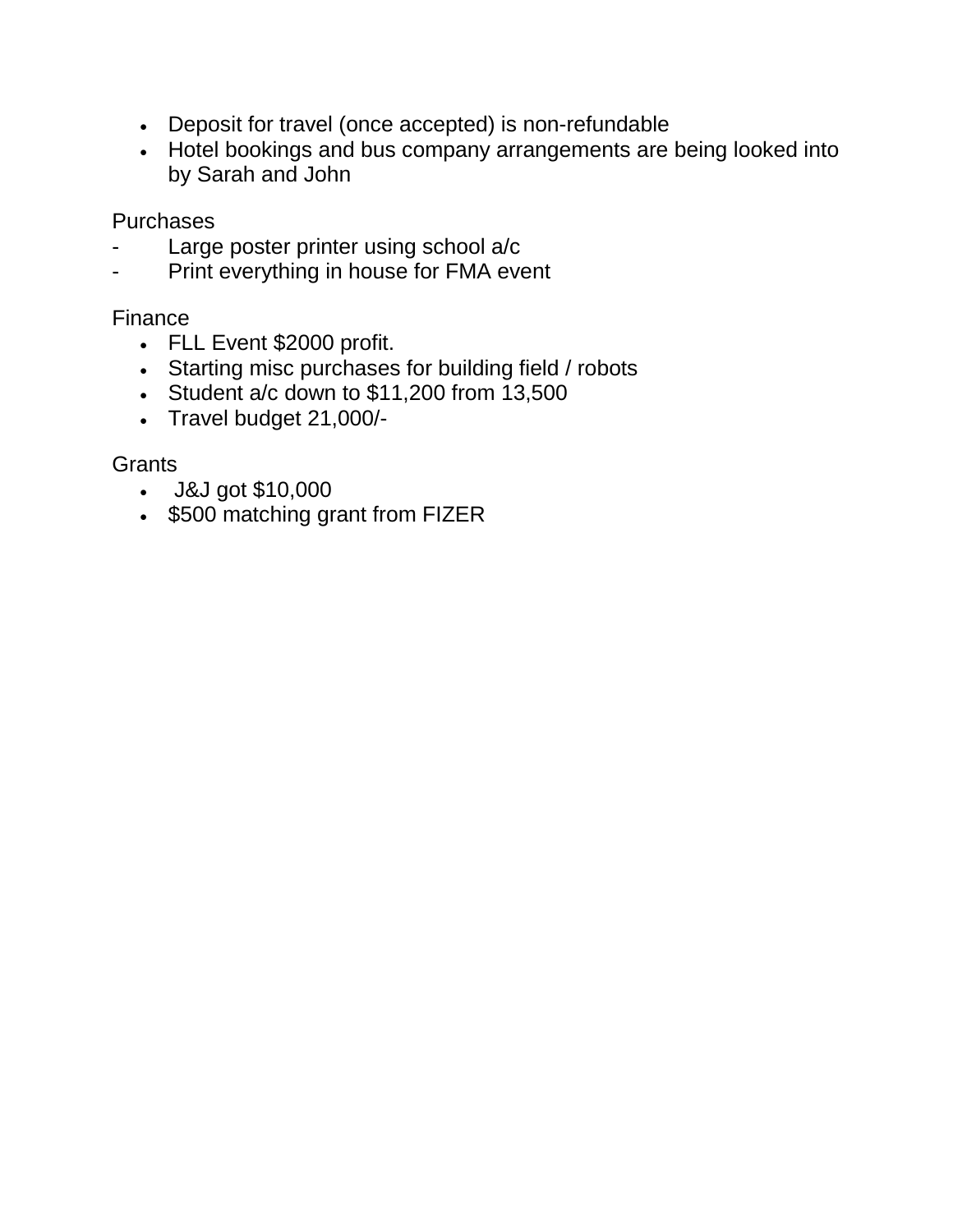- Deposit for travel (once accepted) is non-refundable
- Hotel bookings and bus company arrangements are being looked into by Sarah and John

Purchases

- Large poster printer using school a/c
- Print everything in house for FMA event

Finance

- FLL Event $2000 profit.
- Starting misc purchases for building field / robots
- Student a/c down to $11,200 from 13,500
- Travel budget 21,000/-

Grants

- J&J got $10,000
- $500 matching grant from FIZER